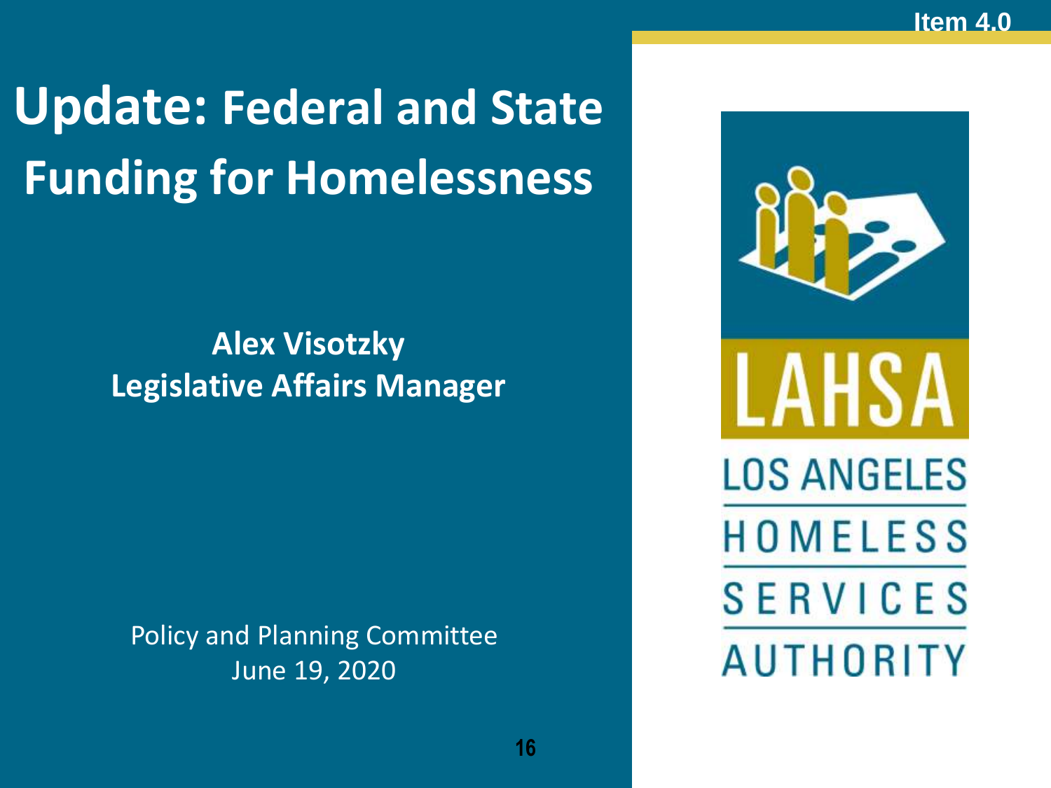Item 4.0

# Update: Federal and State Funding for Homelessness

**Alex Visotzky**
**Legislative Affairs Manager**

Policy and Planning Committee
June 19, 2020

LAHSA
LOS ANGELES HOMELESS SERVICES AUTHORITY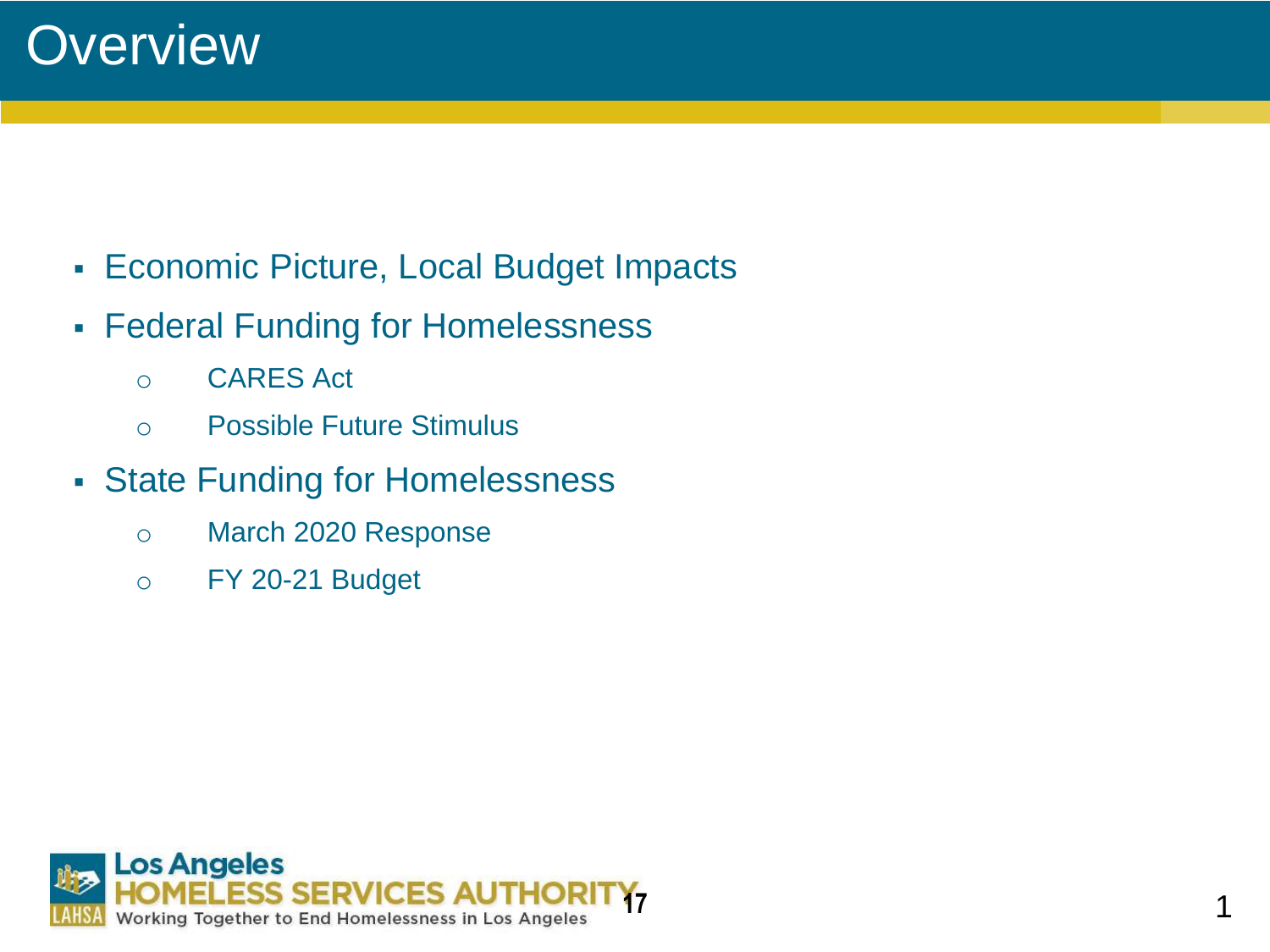# Overview

- Economic Picture, Local Budget Impacts
- Federal Funding for Homelessness
  - CARES Act
  - Possible Future Stimulus
- State Funding for Homelessness
  - March 2020 Response
  - FY 20-21 Budget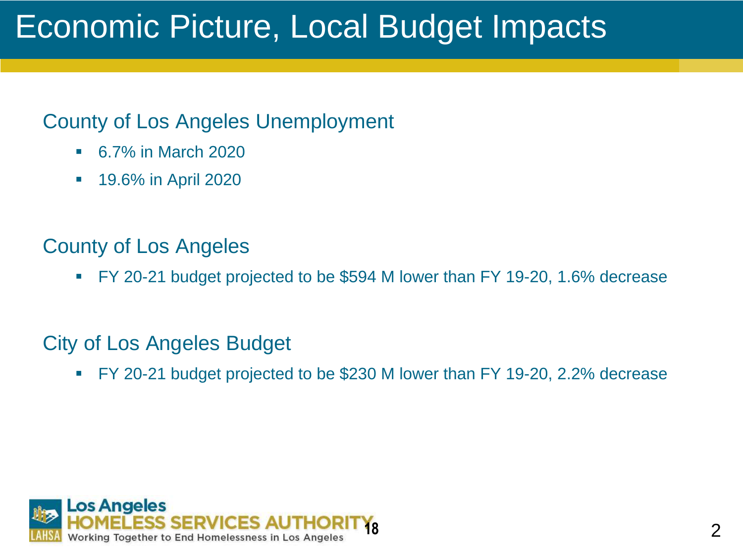# Economic Picture, Local Budget Impacts

## County of Los Angeles Unemployment

- 6.7% in March 2020
- 19.6% in April 2020

## County of Los Angeles

- FY 20-21 budget projected to be $594 M lower than FY 19-20, 1.6% decrease

## City of Los Angeles Budget

- FY 20-21 budget projected to be $230 M lower than FY 19-20, 2.2% decrease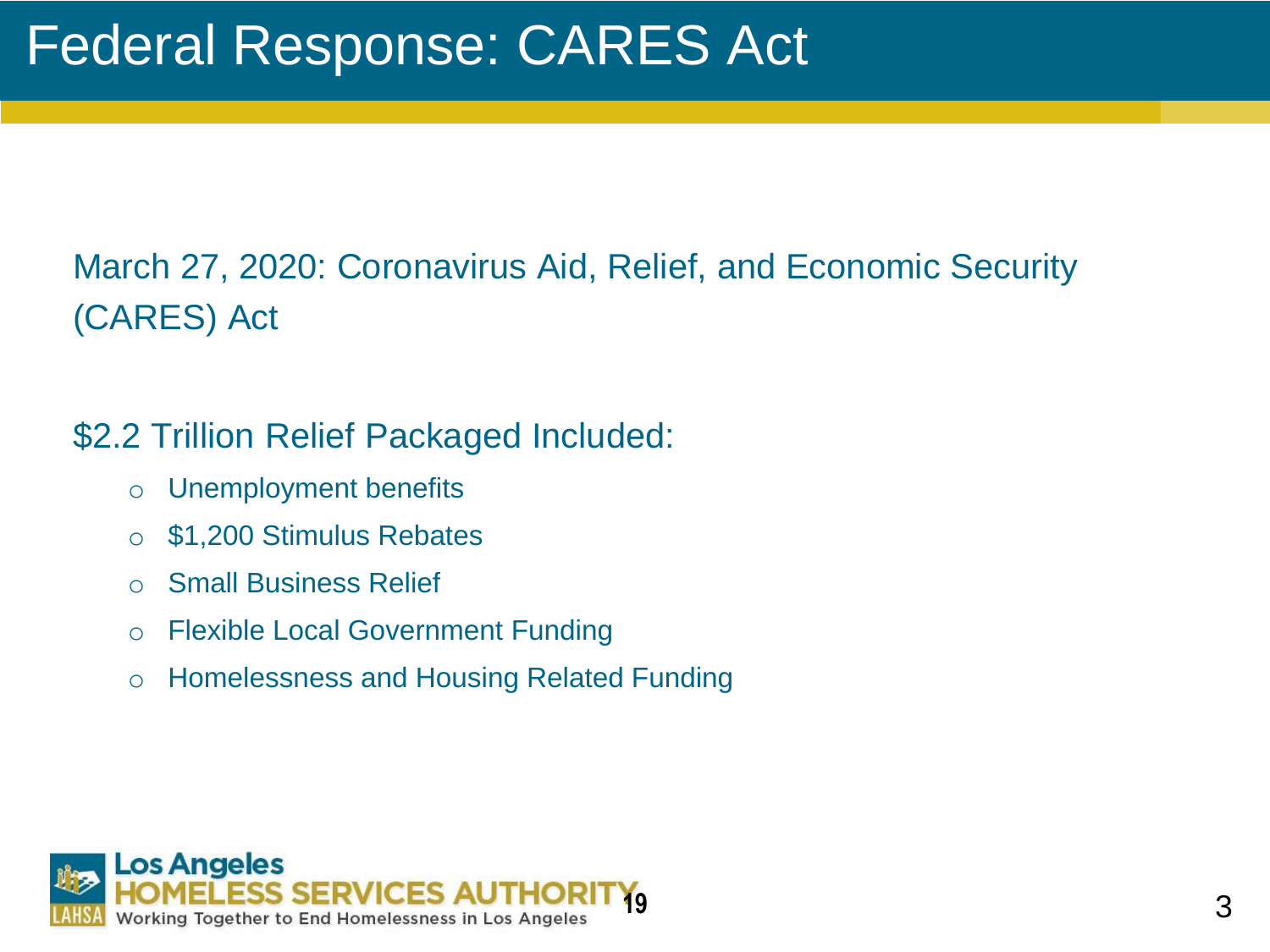# Federal Response: CARES Act

March 27, 2020: Coronavirus Aid, Relief, and Economic Security (CARES) Act

$2.2 Trillion Relief Packaged Included:

- Unemployment benefits
- $1,200 Stimulus Rebates
- Small Business Relief
- Flexible Local Government Funding
- Homelessness and Housing Related Funding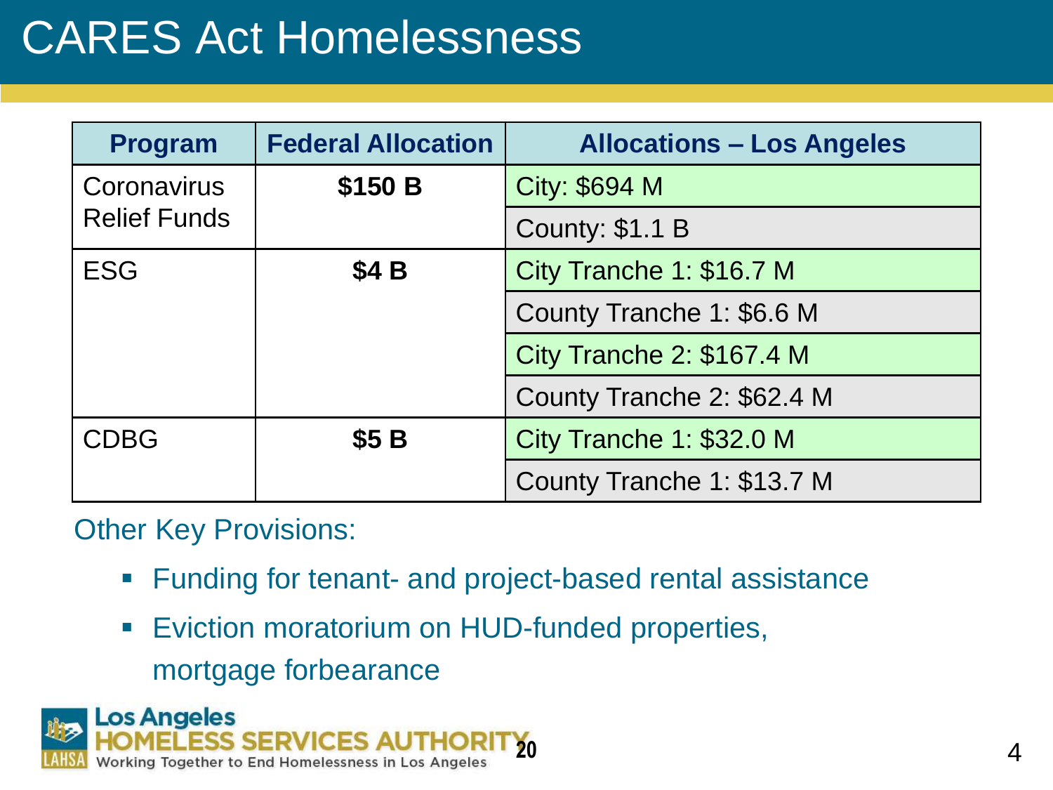# CARES Act Homelessness

| Program | Federal Allocation | Allocations – Los Angeles |
|---|---|---|
| Coronavirus Relief Funds | **$150 B** | City: $694 M |
| | | County: $1.1 B |
| ESG | **$4 B** | City Tranche 1: $16.7 M |
| | | County Tranche 1: $6.6 M |
| | | City Tranche 2: $167.4 M |
| | | County Tranche 2: $62.4 M |
| CDBG | **$5 B** | City Tranche 1: $32.0 M |
| | | County Tranche 1: $13.7 M |

Other Key Provisions:

- Funding for tenant- and project-based rental assistance
- Eviction moratorium on HUD-funded properties, mortgage forbearance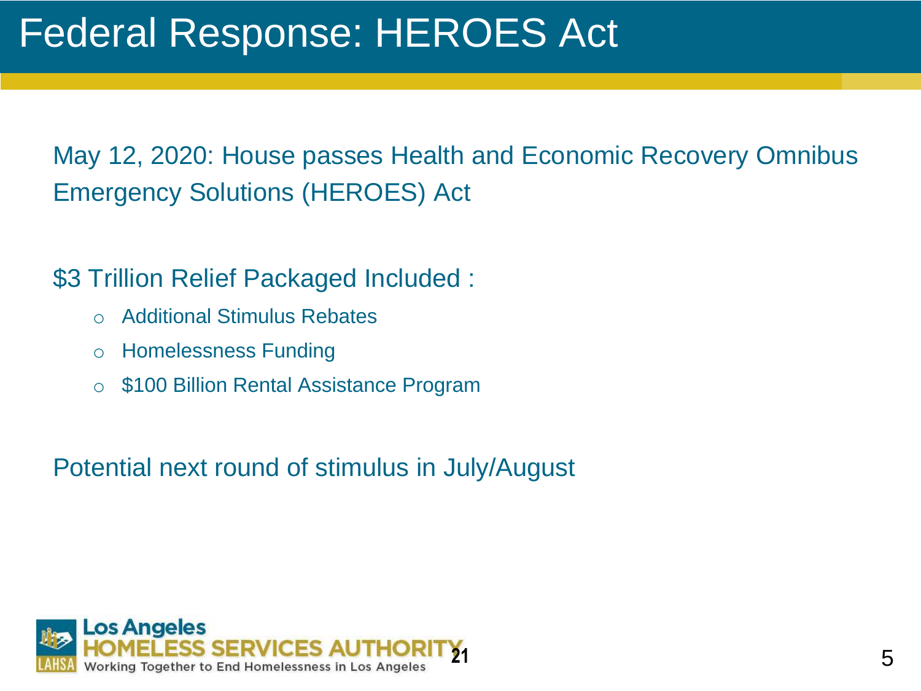# Federal Response: HEROES Act

May 12, 2020: House passes Health and Economic Recovery Omnibus Emergency Solutions (HEROES) Act

$3 Trillion Relief Packaged Included :

- Additional Stimulus Rebates
- Homelessness Funding
- $100 Billion Rental Assistance Program

Potential next round of stimulus in July/August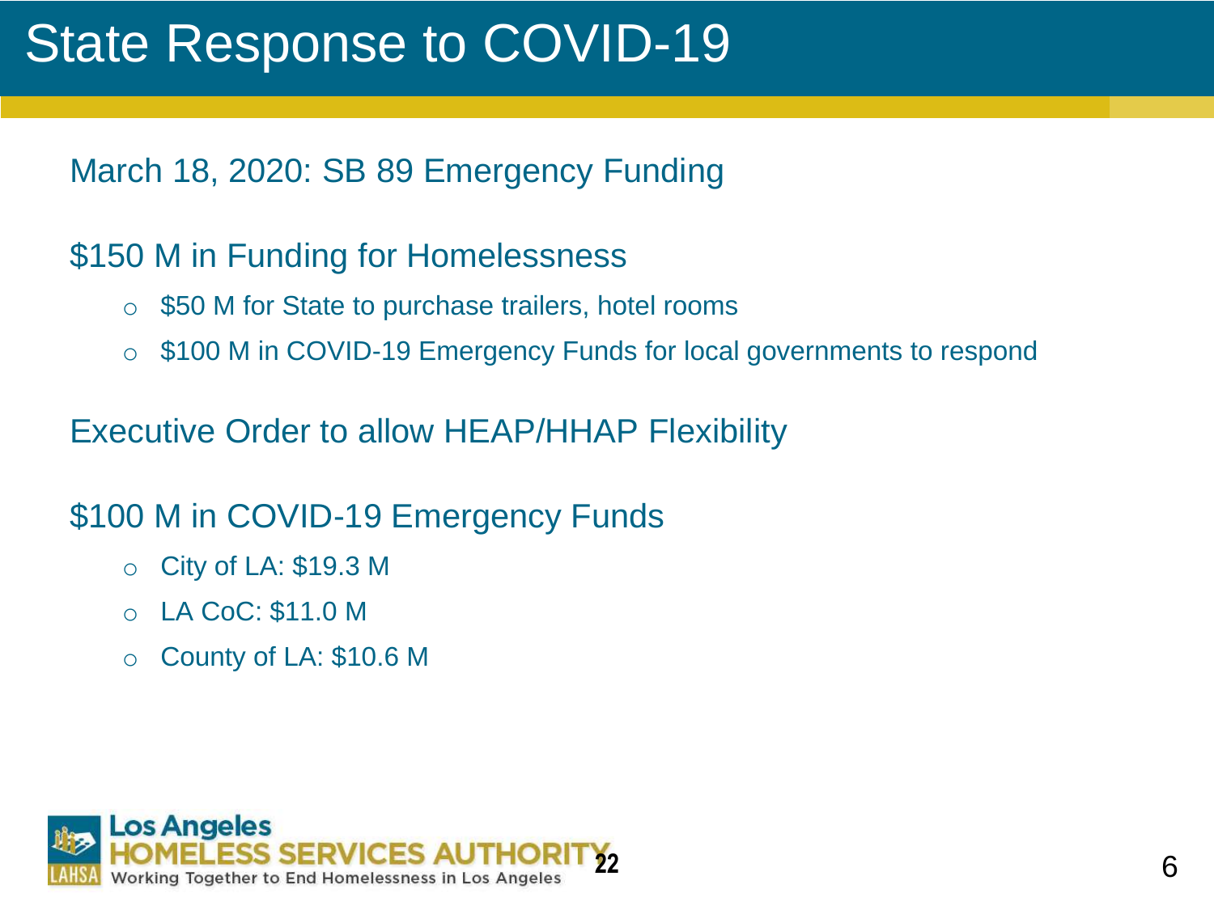# State Response to COVID-19

March 18, 2020: SB 89 Emergency Funding

$150 M in Funding for Homelessness

- $50 M for State to purchase trailers, hotel rooms
- $100 M in COVID-19 Emergency Funds for local governments to respond

Executive Order to allow HEAP/HHAP Flexibility

$100 M in COVID-19 Emergency Funds

- City of LA: $19.3 M
- LA CoC: $11.0 M
- County of LA: $10.6 M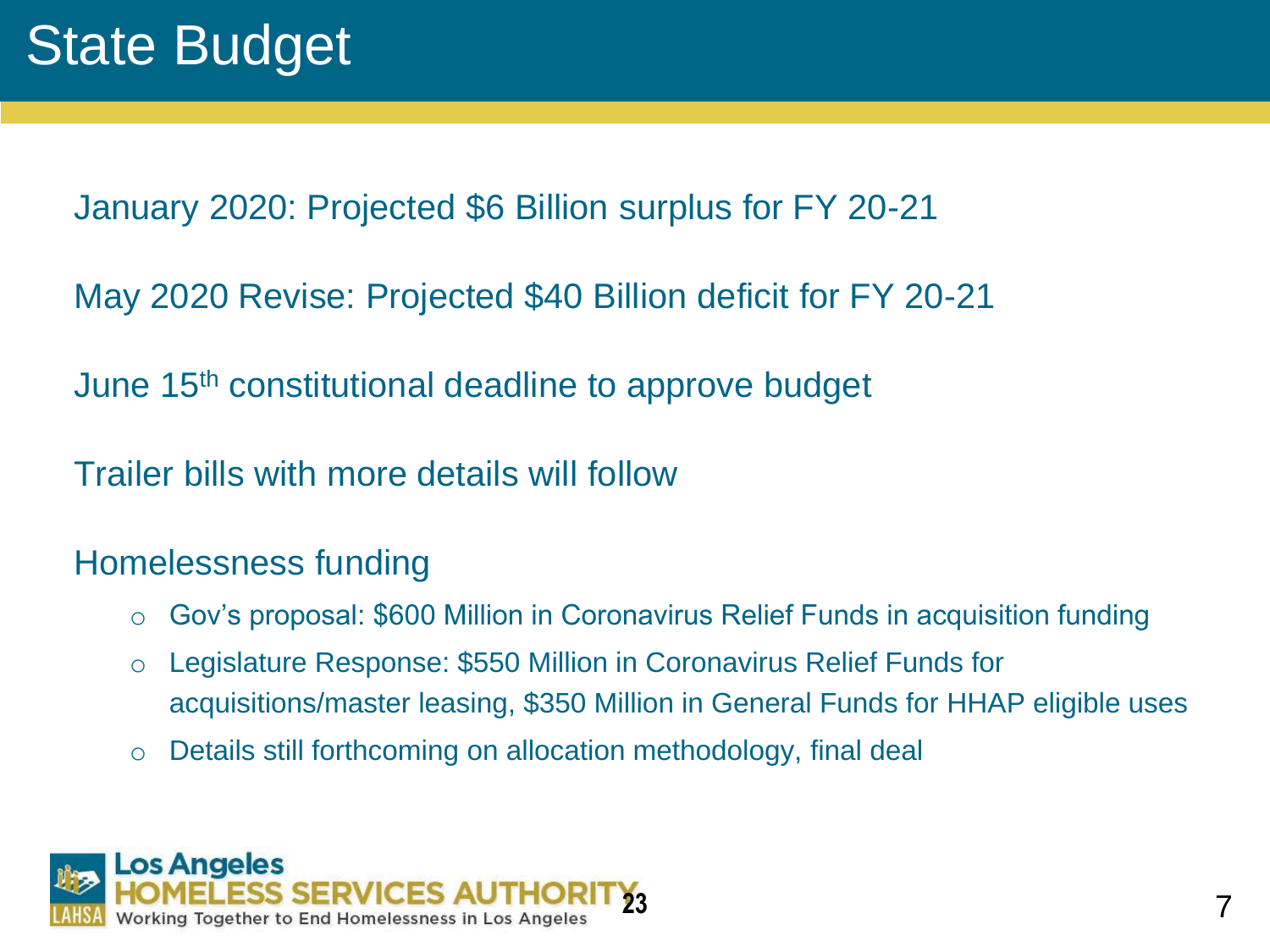# State Budget

January 2020: Projected $6 Billion surplus for FY 20-21

May 2020 Revise: Projected $40 Billion deficit for FY 20-21

June 15th constitutional deadline to approve budget

Trailer bills with more details will follow

Homelessness funding

- Gov's proposal: $600 Million in Coronavirus Relief Funds in acquisition funding
- Legislature Response: $550 Million in Coronavirus Relief Funds for acquisitions/master leasing, $350 Million in General Funds for HHAP eligible uses
- Details still forthcoming on allocation methodology, final deal

Los Angeles HOMELESS SERVICES AUTHORITY
LAHSA Working Together to End Homelessness in Los Angeles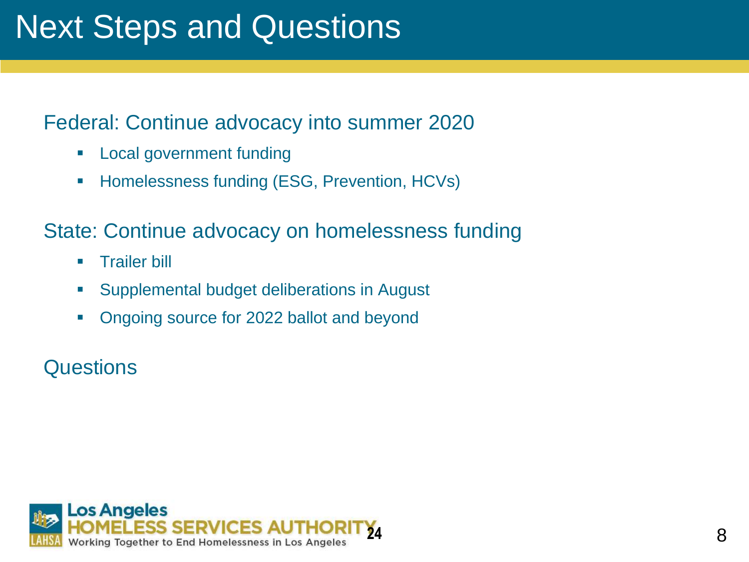# Next Steps and Questions

Federal: Continue advocacy into summer 2020

- Local government funding
- Homelessness funding (ESG, Prevention, HCVs)

State: Continue advocacy on homelessness funding

- Trailer bill
- Supplemental budget deliberations in August
- Ongoing source for 2022 ballot and beyond

Questions